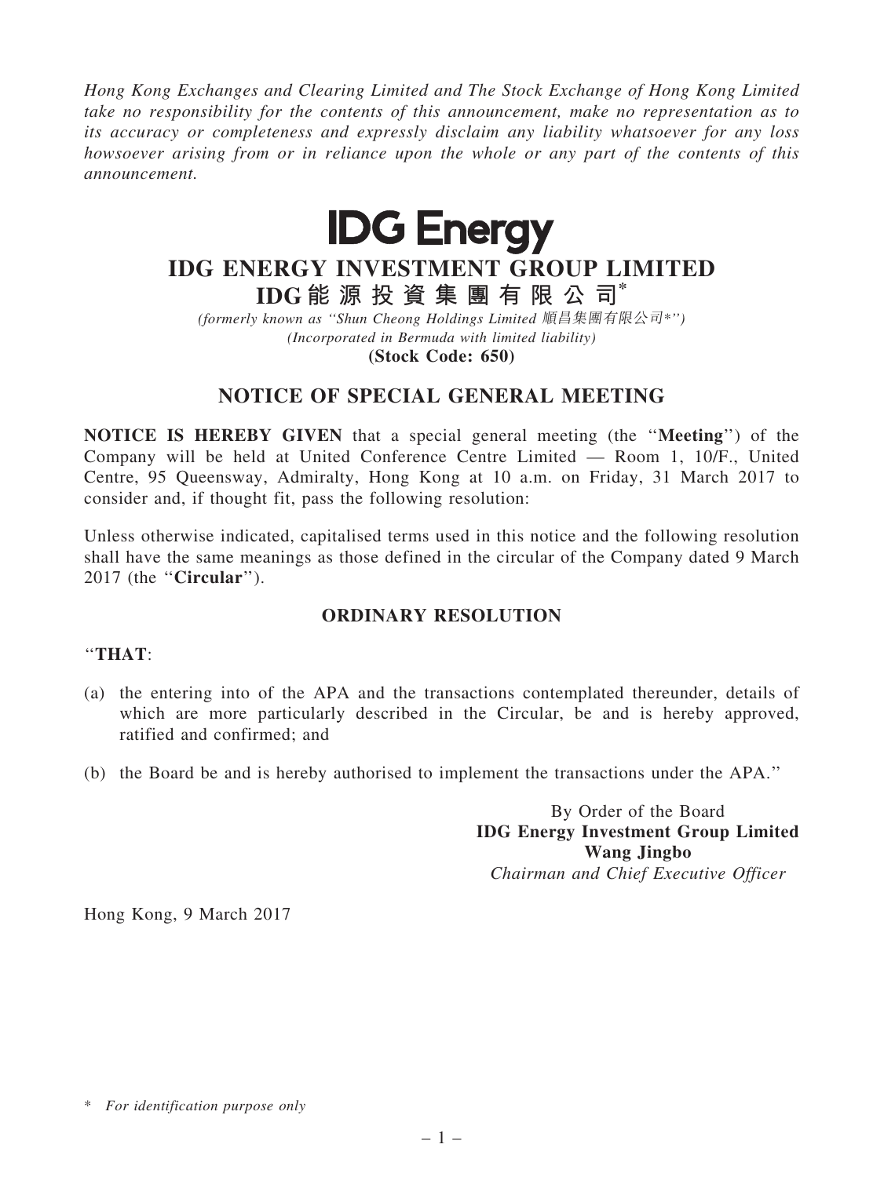*Hong Kong Exchanges and Clearing Limited and The Stock Exchange of Hong Kong Limited take no responsibility for the contents of this announcement, make no representation as to its accuracy or completeness and expressly disclaim any liability whatsoever for any loss howsoever arising from or in reliance upon the whole or any part of the contents of this announcement.*

# IDG Energy

# IDG ENERGY INVESTMENT GROUP LIMITED

# IDG 能 源 投 資 集 團 有 限 公 司*

*(formerly known as ''Shun Cheong Holdings Limited 順昌集團有限公司*'')*
*(Incorporated in Bermuda with limited liability)*
**(Stock Code: 650)**

## NOTICE OF SPECIAL GENERAL MEETING

**NOTICE IS HEREBY GIVEN** that a special general meeting (the ''**Meeting**'') of the Company will be held at United Conference Centre Limited — Room 1, 10/F., United Centre, 95 Queensway, Admiralty, Hong Kong at 10 a.m. on Friday, 31 March 2017 to consider and, if thought fit, pass the following resolution:

Unless otherwise indicated, capitalised terms used in this notice and the following resolution shall have the same meanings as those defined in the circular of the Company dated 9 March 2017 (the ''**Circular**'').

### ORDINARY RESOLUTION

''**THAT**:

(a) the entering into of the APA and the transactions contemplated thereunder, details of which are more particularly described in the Circular, be and is hereby approved, ratified and confirmed; and

(b) the Board be and is hereby authorised to implement the transactions under the APA.''

By Order of the Board
**IDG Energy Investment Group Limited**
**Wang Jingbo**
*Chairman and Chief Executive Officer*

Hong Kong, 9 March 2017

\* *For identification purpose only*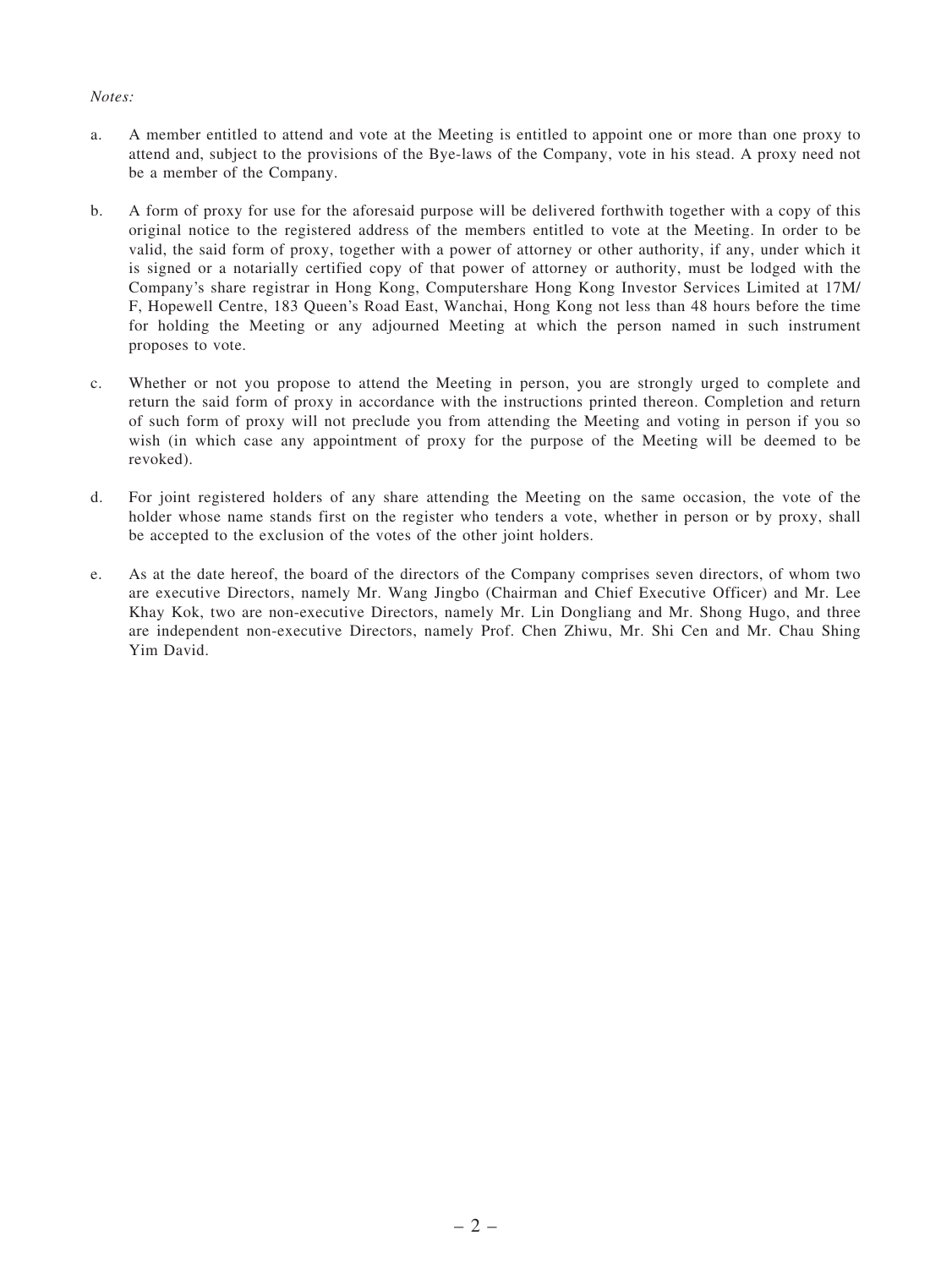*Notes:*

a. A member entitled to attend and vote at the Meeting is entitled to appoint one or more than one proxy to attend and, subject to the provisions of the Bye-laws of the Company, vote in his stead. A proxy need not be a member of the Company.

b. A form of proxy for use for the aforesaid purpose will be delivered forthwith together with a copy of this original notice to the registered address of the members entitled to vote at the Meeting. In order to be valid, the said form of proxy, together with a power of attorney or other authority, if any, under which it is signed or a notarially certified copy of that power of attorney or authority, must be lodged with the Company's share registrar in Hong Kong, Computershare Hong Kong Investor Services Limited at 17M/F, Hopewell Centre, 183 Queen's Road East, Wanchai, Hong Kong not less than 48 hours before the time for holding the Meeting or any adjourned Meeting at which the person named in such instrument proposes to vote.

c. Whether or not you propose to attend the Meeting in person, you are strongly urged to complete and return the said form of proxy in accordance with the instructions printed thereon. Completion and return of such form of proxy will not preclude you from attending the Meeting and voting in person if you so wish (in which case any appointment of proxy for the purpose of the Meeting will be deemed to be revoked).

d. For joint registered holders of any share attending the Meeting on the same occasion, the vote of the holder whose name stands first on the register who tenders a vote, whether in person or by proxy, shall be accepted to the exclusion of the votes of the other joint holders.

e. As at the date hereof, the board of the directors of the Company comprises seven directors, of whom two are executive Directors, namely Mr. Wang Jingbo (Chairman and Chief Executive Officer) and Mr. Lee Khay Kok, two are non-executive Directors, namely Mr. Lin Dongliang and Mr. Shong Hugo, and three are independent non-executive Directors, namely Prof. Chen Zhiwu, Mr. Shi Cen and Mr. Chau Shing Yim David.